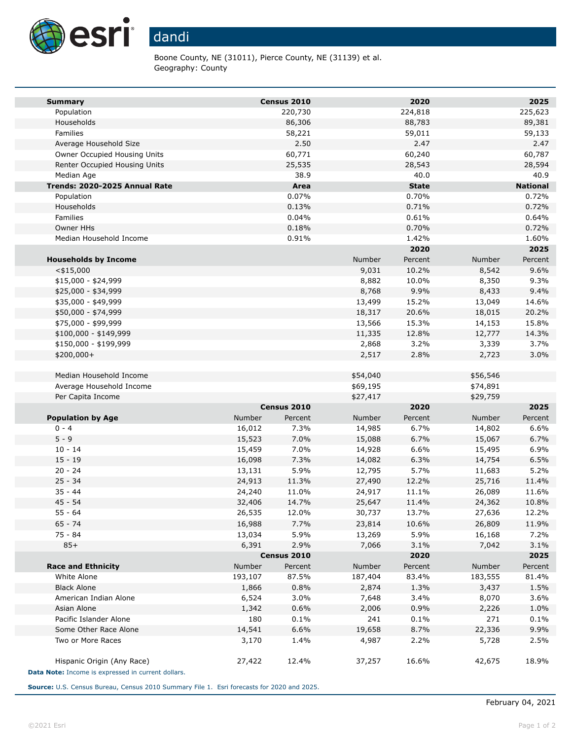# dandi

Boone County, NE (31011), Pierce County, NE (31139) et al.
Geography: County

| Summary | Census 2010 | 2020 | 2025 |
|---|---|---|---|
| Population | 220,730 | 224,818 | 225,623 |
| Households | 86,306 | 88,783 | 89,381 |
| Families | 58,221 | 59,011 | 59,133 |
| Average Household Size | 2.50 | 2.47 | 2.47 |
| Owner Occupied Housing Units | 60,771 | 60,240 | 60,787 |
| Renter Occupied Housing Units | 25,535 | 28,543 | 28,594 |
| Median Age | 38.9 | 40.0 | 40.9 |

| Trends: 2020-2025 Annual Rate | Area | State | National |
|---|---|---|---|
| Population | 0.07% | 0.70% | 0.72% |
| Households | 0.13% | 0.71% | 0.72% |
| Families | 0.04% | 0.61% | 0.64% |
| Owner HHs | 0.18% | 0.70% | 0.72% |
| Median Household Income | 0.91% | 1.42% | 1.60% |

| | 2020 | | 2025 | |
|---|---|---|---|---|
| Households by Income | Number | Percent | Number | Percent |
| <$15,000 | 9,031 | 10.2% | 8,542 | 9.6% |
| $15,000 - $24,999 | 8,882 | 10.0% | 8,350 | 9.3% |
| $25,000 - $34,999 | 8,768 | 9.9% | 8,433 | 9.4% |
| $35,000 - $49,999 | 13,499 | 15.2% | 13,049 | 14.6% |
| $50,000 - $74,999 | 18,317 | 20.6% | 18,015 | 20.2% |
| $75,000 - $99,999 | 13,566 | 15.3% | 14,153 | 15.8% |
| $100,000 - $149,999 | 11,335 | 12.8% | 12,777 | 14.3% |
| $150,000 - $199,999 | 2,868 | 3.2% | 3,339 | 3.7% |
| $200,000+ | 2,517 | 2.8% | 2,723 | 3.0% |
| | | | | |
| Median Household Income | $54,040 | | $56,546 | |
| Average Household Income | $69,195 | | $74,891 | |
| Per Capita Income | $27,417 | | $29,759 | |

| | Census 2010 | | 2020 | | 2025 | |
|---|---|---|---|---|---|---|
| Population by Age | Number | Percent | Number | Percent | Number | Percent |
| 0 - 4 | 16,012 | 7.3% | 14,985 | 6.7% | 14,802 | 6.6% |
| 5 - 9 | 15,523 | 7.0% | 15,088 | 6.7% | 15,067 | 6.7% |
| 10 - 14 | 15,459 | 7.0% | 14,928 | 6.6% | 15,495 | 6.9% |
| 15 - 19 | 16,098 | 7.3% | 14,082 | 6.3% | 14,754 | 6.5% |
| 20 - 24 | 13,131 | 5.9% | 12,795 | 5.7% | 11,683 | 5.2% |
| 25 - 34 | 24,913 | 11.3% | 27,490 | 12.2% | 25,716 | 11.4% |
| 35 - 44 | 24,240 | 11.0% | 24,917 | 11.1% | 26,089 | 11.6% |
| 45 - 54 | 32,406 | 14.7% | 25,647 | 11.4% | 24,362 | 10.8% |
| 55 - 64 | 26,535 | 12.0% | 30,737 | 13.7% | 27,636 | 12.2% |
| 65 - 74 | 16,988 | 7.7% | 23,814 | 10.6% | 26,809 | 11.9% |
| 75 - 84 | 13,034 | 5.9% | 13,269 | 5.9% | 16,168 | 7.2% |
| 85+ | 6,391 | 2.9% | 7,066 | 3.1% | 7,042 | 3.1% |

| | Census 2010 | | 2020 | | 2025 | |
|---|---|---|---|---|---|---|
| Race and Ethnicity | Number | Percent | Number | Percent | Number | Percent |
| White Alone | 193,107 | 87.5% | 187,404 | 83.4% | 183,555 | 81.4% |
| Black Alone | 1,866 | 0.8% | 2,874 | 1.3% | 3,437 | 1.5% |
| American Indian Alone | 6,524 | 3.0% | 7,648 | 3.4% | 8,070 | 3.6% |
| Asian Alone | 1,342 | 0.6% | 2,006 | 0.9% | 2,226 | 1.0% |
| Pacific Islander Alone | 180 | 0.1% | 241 | 0.1% | 271 | 0.1% |
| Some Other Race Alone | 14,541 | 6.6% | 19,658 | 8.7% | 22,336 | 9.9% |
| Two or More Races | 3,170 | 1.4% | 4,987 | 2.2% | 5,728 | 2.5% |
| | | | | | | |
| Hispanic Origin (Any Race) | 27,422 | 12.4% | 37,257 | 16.6% | 42,675 | 18.9% |

**Data Note:** Income is expressed in current dollars.

**Source:** U.S. Census Bureau, Census 2010 Summary File 1. Esri forecasts for 2020 and 2025.

February 04, 2021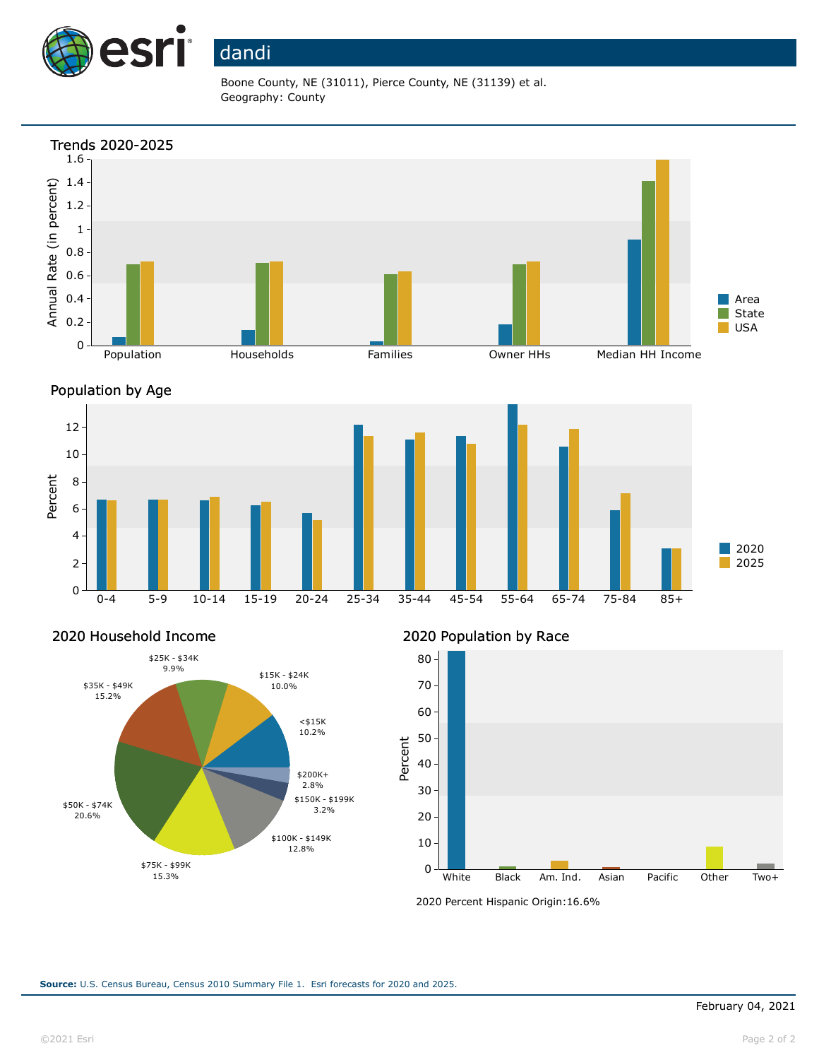# dandi

Boone County, NE (31011), Pierce County, NE (31139) et al.
Geography: County

## Trends 2020-2025

Annual Rate (in percent)

1.6
1.4
1.2
1
0.8
0.6
0.4
0.2
0

Population
Households
Families
Owner HHs
Median HH Income

Area
State
USA

## Population by Age

Percent

12
10
8
6
4
2
0

0-4
5-9
10-14
15-19
20-24
25-34
35-44
45-54
55-64
65-74
75-84
85+

2020
2025

## 2020 Household Income

$25K - $34K
9.9%

$15K - $24K
10.0%

$35K - $49K
15.2%

<$15K
10.2%

$200K+
2.8%

$150K - $199K
3.2%

$50K - $74K
20.6%

$100K - $149K
12.8%

$75K - $99K
15.3%

## 2020 Population by Race

Percent

80
70
60
50
40
30
20
10
0

White
Black
Am. Ind.
Asian
Pacific
Other
Two+

2020 Percent Hispanic Origin:16.6%

**Source:** U.S. Census Bureau, Census 2010 Summary File 1. Esri forecasts for 2020 and 2025.

February 04, 2021

©2021 Esri